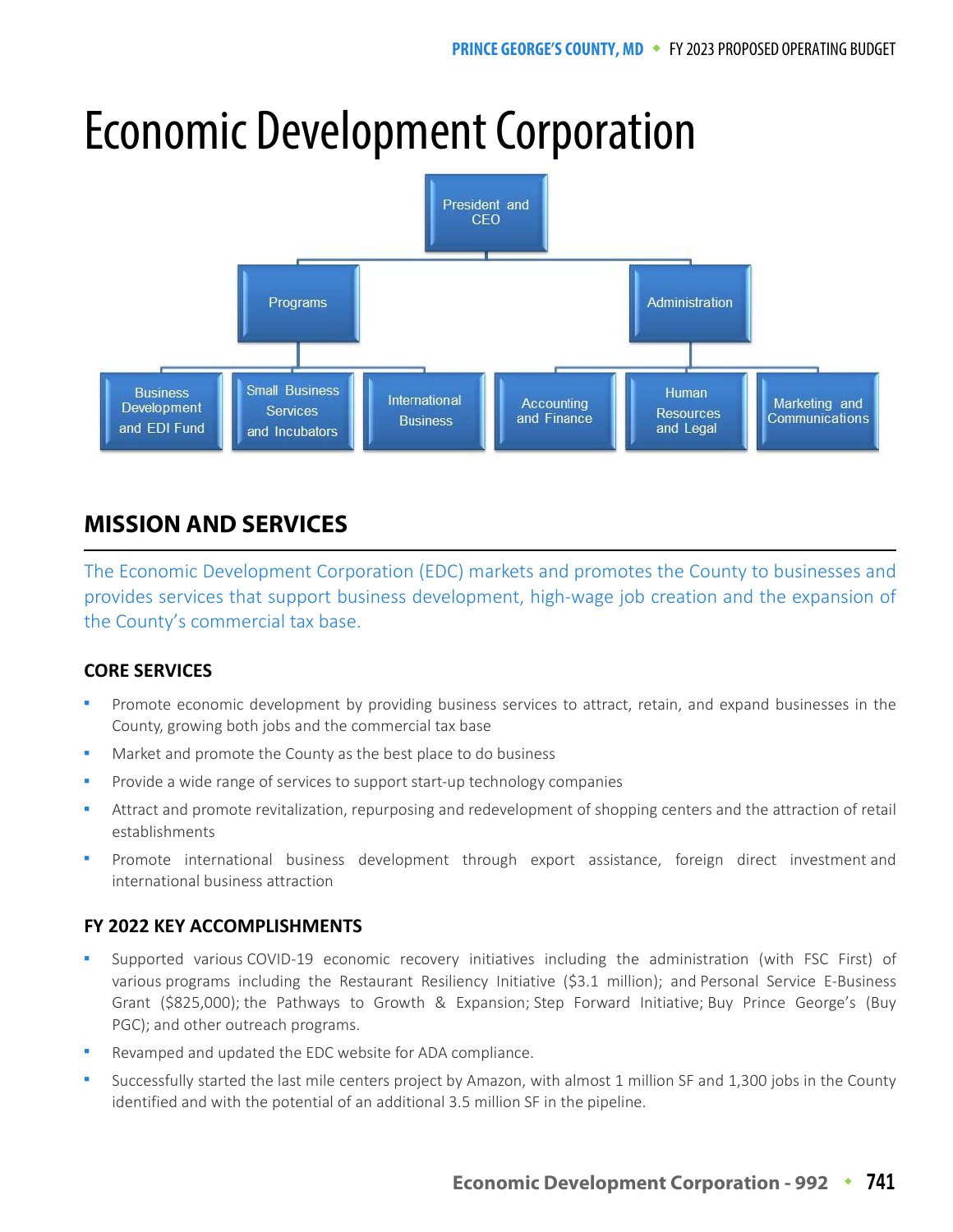# Economic Development Corporation

- President and CEO
  - Programs
    - Business Development and EDI Fund
    - Small Business Services and Incubators
    - International Business
  - Administration
    - Accounting and Finance
    - Human Resources and Legal
    - Marketing and Communications

## MISSION AND SERVICES

The Economic Development Corporation (EDC) markets and promotes the County to businesses and provides services that support business development, high-wage job creation and the expansion of the County's commercial tax base.

### CORE SERVICES

- Promote economic development by providing business services to attract, retain, and expand businesses in the County, growing both jobs and the commercial tax base
- Market and promote the County as the best place to do business
- Provide a wide range of services to support start-up technology companies
- Attract and promote revitalization, repurposing and redevelopment of shopping centers and the attraction of retail establishments
- Promote international business development through export assistance, foreign direct investment and international business attraction

### FY 2022 KEY ACCOMPLISHMENTS

- Supported various COVID-19 economic recovery initiatives including the administration (with FSC First) of various programs including the Restaurant Resiliency Initiative ($3.1 million); and Personal Service E-Business Grant ($825,000); the Pathways to Growth & Expansion; Step Forward Initiative; Buy Prince George's (Buy PGC); and other outreach programs.
- Revamped and updated the EDC website for ADA compliance.
- Successfully started the last mile centers project by Amazon, with almost 1 million SF and 1,300 jobs in the County identified and with the potential of an additional 3.5 million SF in the pipeline.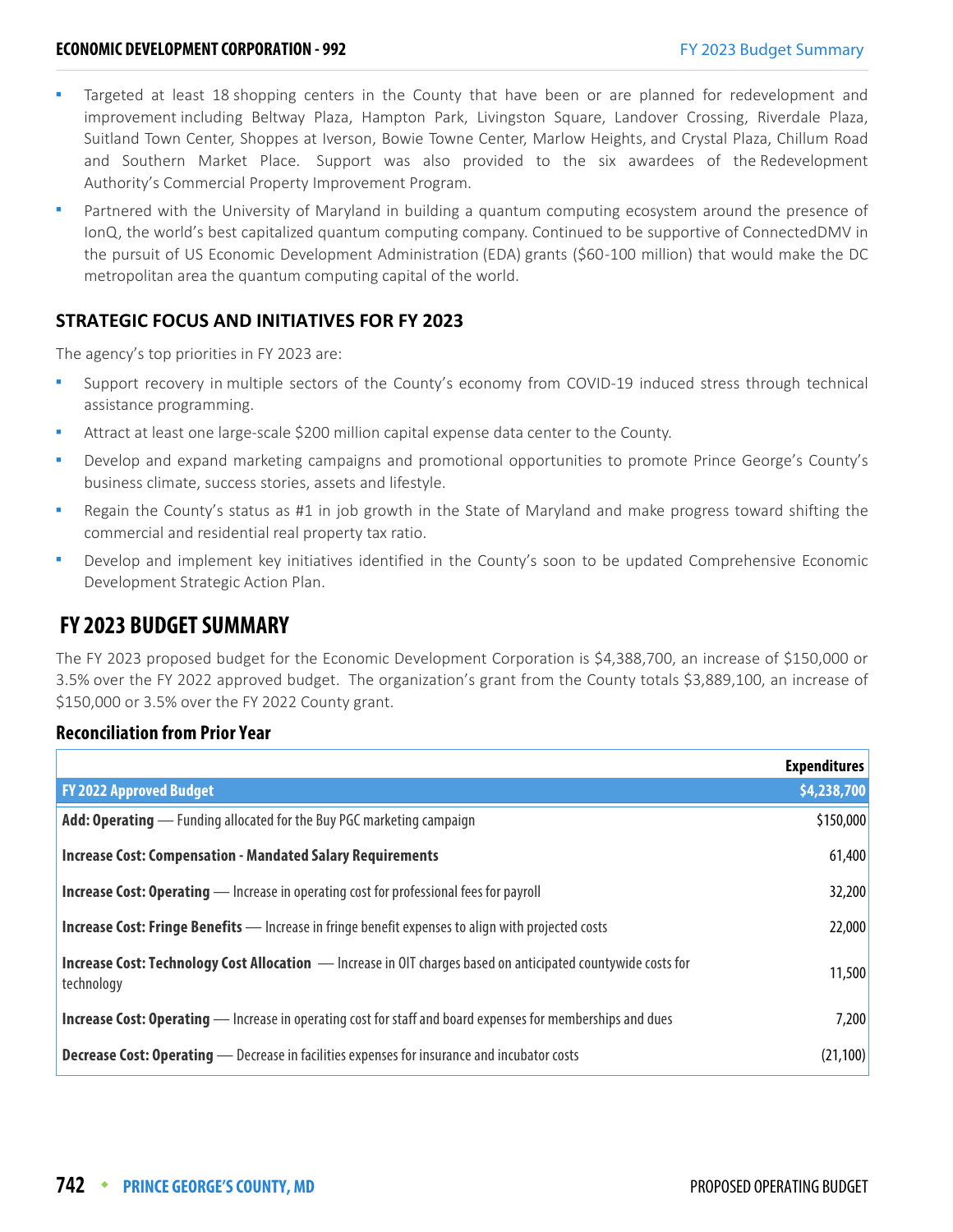- Targeted at least 18 shopping centers in the County that have been or are planned for redevelopment and improvement including Beltway Plaza, Hampton Park, Livingston Square, Landover Crossing, Riverdale Plaza, Suitland Town Center, Shoppes at Iverson, Bowie Towne Center, Marlow Heights, and Crystal Plaza, Chillum Road and Southern Market Place. Support was also provided to the six awardees of the Redevelopment Authority's Commercial Property Improvement Program.
- Partnered with the University of Maryland in building a quantum computing ecosystem around the presence of IonQ, the world's best capitalized quantum computing company. Continued to be supportive of ConnectedDMV in the pursuit of US Economic Development Administration (EDA) grants ($60-100 million) that would make the DC metropolitan area the quantum computing capital of the world.

## STRATEGIC FOCUS AND INITIATIVES FOR FY 2023

The agency's top priorities in FY 2023 are:

- Support recovery in multiple sectors of the County's economy from COVID-19 induced stress through technical assistance programming.
- Attract at least one large-scale $200 million capital expense data center to the County.
- Develop and expand marketing campaigns and promotional opportunities to promote Prince George's County's business climate, success stories, assets and lifestyle.
- Regain the County's status as #1 in job growth in the State of Maryland and make progress toward shifting the commercial and residential real property tax ratio.
- Develop and implement key initiatives identified in the County's soon to be updated Comprehensive Economic Development Strategic Action Plan.

# FY 2023 BUDGET SUMMARY

The FY 2023 proposed budget for the Economic Development Corporation is $4,388,700, an increase of $150,000 or 3.5% over the FY 2022 approved budget. The organization's grant from the County totals $3,889,100, an increase of $150,000 or 3.5% over the FY 2022 County grant.

### Reconciliation from Prior Year

| | Expenditures |
|---|---|
| **FY 2022 Approved Budget** | **$4,238,700** |
| **Add: Operating** — Funding allocated for the Buy PGC marketing campaign | $150,000 |
| **Increase Cost: Compensation - Mandated Salary Requirements** | 61,400 |
| **Increase Cost: Operating** — Increase in operating cost for professional fees for payroll | 32,200 |
| **Increase Cost: Fringe Benefits** — Increase in fringe benefit expenses to align with projected costs | 22,000 |
| **Increase Cost: Technology Cost Allocation** — Increase in OIT charges based on anticipated countywide costs for technology | 11,500 |
| **Increase Cost: Operating** — Increase in operating cost for staff and board expenses for memberships and dues | 7,200 |
| **Decrease Cost: Operating** — Decrease in facilities expenses for insurance and incubator costs | (21,100) |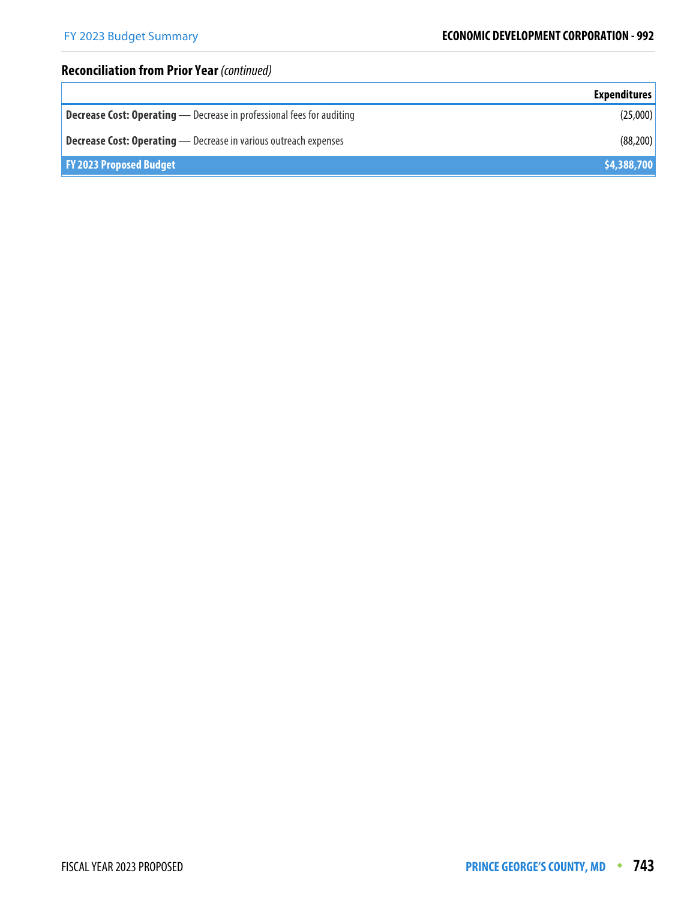## Reconciliation from Prior Year *(continued)*

| | Expenditures |
|---|---|
| **Decrease Cost: Operating** — Decrease in professional fees for auditing | (25,000) |
| **Decrease Cost: Operating** — Decrease in various outreach expenses | (88,200) |
| **FY 2023 Proposed Budget** | **$4,388,700** |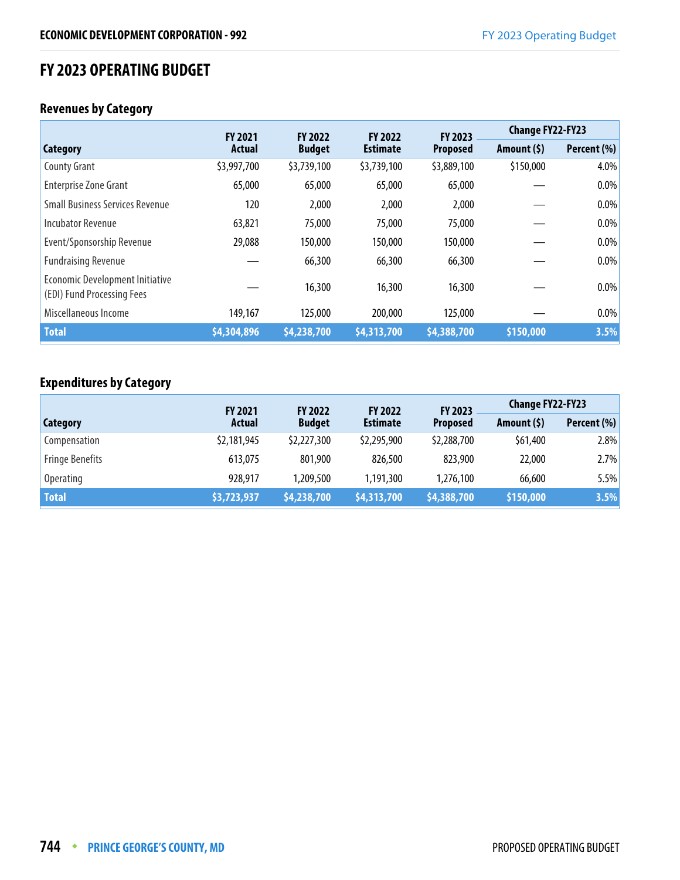# FY 2023 OPERATING BUDGET

## Revenues by Category

| Category | FY 2021 Actual | FY 2022 Budget | FY 2022 Estimate | FY 2023 Proposed | Change FY22-FY23 | |
|---|---|---|---|---|---|---|
| | | | | | Amount ($) | Percent (%) |
| County Grant | $3,997,700 | $3,739,100 | $3,739,100 | $3,889,100 | $150,000 | 4.0% |
| Enterprise Zone Grant | 65,000 | 65,000 | 65,000 | 65,000 | — | 0.0% |
| Small Business Services Revenue | 120 | 2,000 | 2,000 | 2,000 | — | 0.0% |
| Incubator Revenue | 63,821 | 75,000 | 75,000 | 75,000 | — | 0.0% |
| Event/Sponsorship Revenue | 29,088 | 150,000 | 150,000 | 150,000 | — | 0.0% |
| Fundraising Revenue | — | 66,300 | 66,300 | 66,300 | — | 0.0% |
| Economic Development Initiative (EDI) Fund Processing Fees | — | 16,300 | 16,300 | 16,300 | — | 0.0% |
| Miscellaneous Income | 149,167 | 125,000 | 200,000 | 125,000 | — | 0.0% |
| **Total** | **$4,304,896** | **$4,238,700** | **$4,313,700** | **$4,388,700** | **$150,000** | **3.5%** |

## Expenditures by Category

| Category | FY 2021 Actual | FY 2022 Budget | FY 2022 Estimate | FY 2023 Proposed | Change FY22-FY23 | |
|---|---|---|---|---|---|---|
| | | | | | Amount ($) | Percent (%) |
| Compensation | $2,181,945 | $2,227,300 | $2,295,900 | $2,288,700 | $61,400 | 2.8% |
| Fringe Benefits | 613,075 | 801,900 | 826,500 | 823,900 | 22,000 | 2.7% |
| Operating | 928,917 | 1,209,500 | 1,191,300 | 1,276,100 | 66,600 | 5.5% |
| **Total** | **$3,723,937** | **$4,238,700** | **$4,313,700** | **$4,388,700** | **$150,000** | **3.5%** |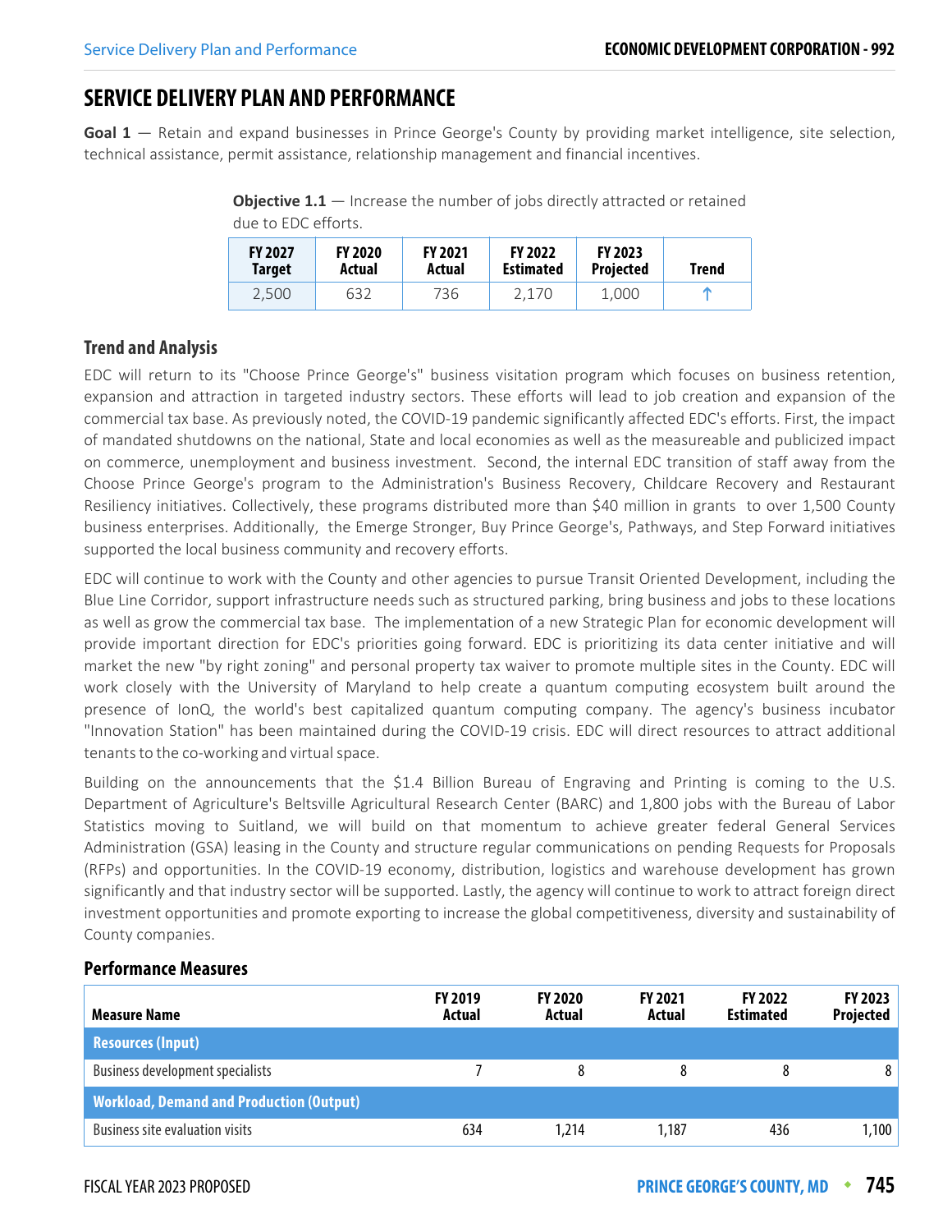# SERVICE DELIVERY PLAN AND PERFORMANCE

**Goal 1** — Retain and expand businesses in Prince George's County by providing market intelligence, site selection, technical assistance, permit assistance, relationship management and financial incentives.

**Objective 1.1** — Increase the number of jobs directly attracted or retained due to EDC efforts.

| FY 2027 Target | FY 2020 Actual | FY 2021 Actual | FY 2022 Estimated | FY 2023 Projected | Trend |
|---|---|---|---|---|---|
| 2,500 | 632 | 736 | 2,170 | 1,000 | ↑ |

## Trend and Analysis

EDC will return to its "Choose Prince George's" business visitation program which focuses on business retention, expansion and attraction in targeted industry sectors. These efforts will lead to job creation and expansion of the commercial tax base. As previously noted, the COVID-19 pandemic significantly affected EDC's efforts. First, the impact of mandated shutdowns on the national, State and local economies as well as the measureable and publicized impact on commerce, unemployment and business investment. Second, the internal EDC transition of staff away from the Choose Prince George's program to the Administration's Business Recovery, Childcare Recovery and Restaurant Resiliency initiatives. Collectively, these programs distributed more than $40 million in grants to over 1,500 County business enterprises. Additionally, the Emerge Stronger, Buy Prince George's, Pathways, and Step Forward initiatives supported the local business community and recovery efforts.

EDC will continue to work with the County and other agencies to pursue Transit Oriented Development, including the Blue Line Corridor, support infrastructure needs such as structured parking, bring business and jobs to these locations as well as grow the commercial tax base. The implementation of a new Strategic Plan for economic development will provide important direction for EDC's priorities going forward. EDC is prioritizing its data center initiative and will market the new "by right zoning" and personal property tax waiver to promote multiple sites in the County. EDC will work closely with the University of Maryland to help create a quantum computing ecosystem built around the presence of IonQ, the world's best capitalized quantum computing company. The agency's business incubator "Innovation Station" has been maintained during the COVID-19 crisis. EDC will direct resources to attract additional tenants to the co-working and virtual space.

Building on the announcements that the $1.4 Billion Bureau of Engraving and Printing is coming to the U.S. Department of Agriculture's Beltsville Agricultural Research Center (BARC) and 1,800 jobs with the Bureau of Labor Statistics moving to Suitland, we will build on that momentum to achieve greater federal General Services Administration (GSA) leasing in the County and structure regular communications on pending Requests for Proposals (RFPs) and opportunities. In the COVID-19 economy, distribution, logistics and warehouse development has grown significantly and that industry sector will be supported. Lastly, the agency will continue to work to attract foreign direct investment opportunities and promote exporting to increase the global competitiveness, diversity and sustainability of County companies.

## Performance Measures

| Measure Name | FY 2019 Actual | FY 2020 Actual | FY 2021 Actual | FY 2022 Estimated | FY 2023 Projected |
|---|---|---|---|---|---|
| **Resources (Input)** | | | | | |
| Business development specialists | 7 | 8 | 8 | 8 | 8 |
| **Workload, Demand and Production (Output)** | | | | | |
| Business site evaluation visits | 634 | 1,214 | 1,187 | 436 | 1,100 |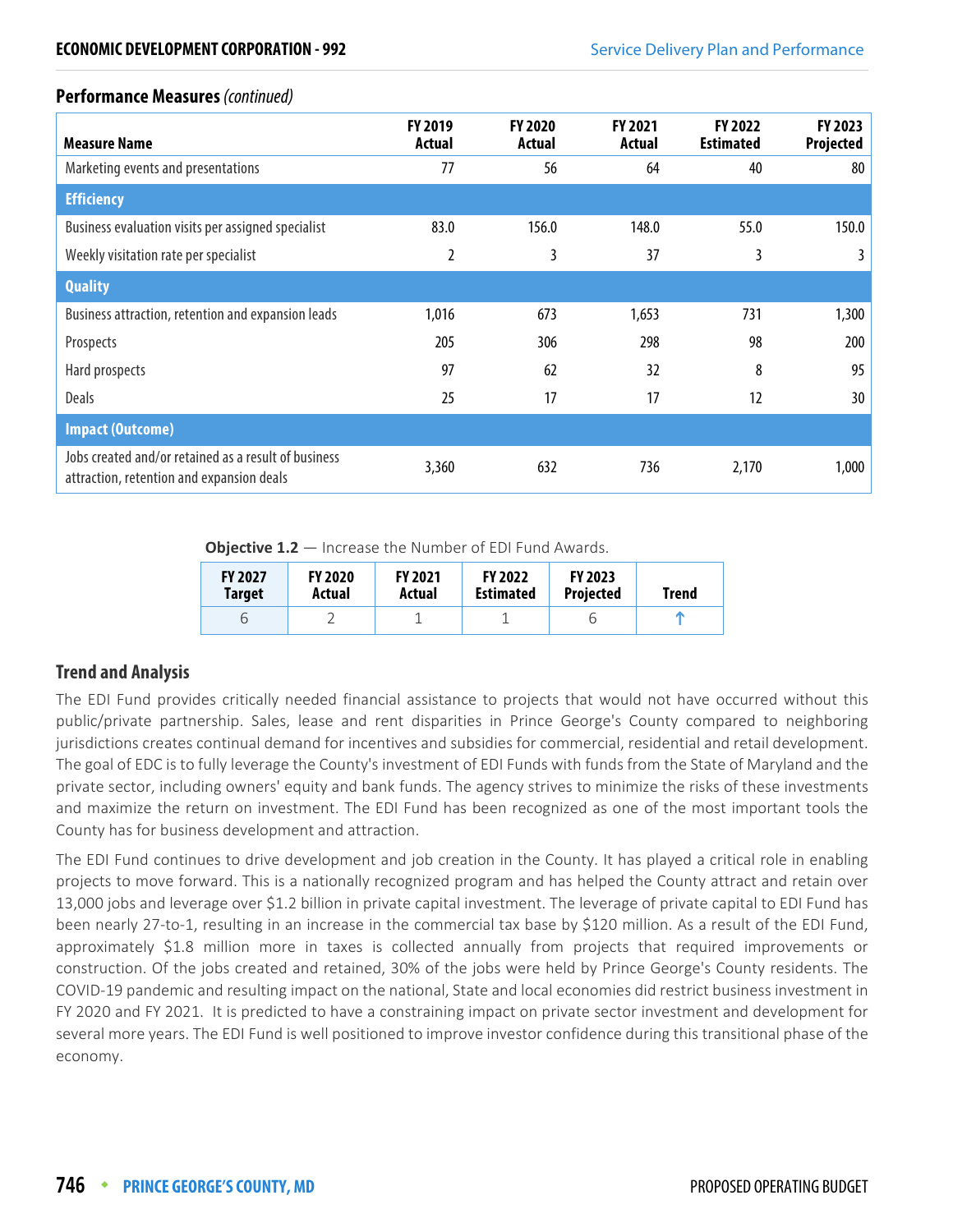### Performance Measures *(continued)*

| Measure Name | FY 2019 Actual | FY 2020 Actual | FY 2021 Actual | FY 2022 Estimated | FY 2023 Projected |
|---|---|---|---|---|---|
| Marketing events and presentations | 77 | 56 | 64 | 40 | 80 |
| **Efficiency** | | | | | |
| Business evaluation visits per assigned specialist | 83.0 | 156.0 | 148.0 | 55.0 | 150.0 |
| Weekly visitation rate per specialist | 2 | 3 | 37 | 3 | 3 |
| **Quality** | | | | | |
| Business attraction, retention and expansion leads | 1,016 | 673 | 1,653 | 731 | 1,300 |
| Prospects | 205 | 306 | 298 | 98 | 200 |
| Hard prospects | 97 | 62 | 32 | 8 | 95 |
| Deals | 25 | 17 | 17 | 12 | 30 |
| **Impact (Outcome)** | | | | | |
| Jobs created and/or retained as a result of business attraction, retention and expansion deals | 3,360 | 632 | 736 | 2,170 | 1,000 |

**Objective 1.2** — Increase the Number of EDI Fund Awards.

| FY 2027 Target | FY 2020 Actual | FY 2021 Actual | FY 2022 Estimated | FY 2023 Projected | Trend |
|---|---|---|---|---|---|
| 6 | 2 | 1 | 1 | 6 | ↑ |

### Trend and Analysis

The EDI Fund provides critically needed financial assistance to projects that would not have occurred without this public/private partnership. Sales, lease and rent disparities in Prince George's County compared to neighboring jurisdictions creates continual demand for incentives and subsidies for commercial, residential and retail development. The goal of EDC is to fully leverage the County's investment of EDI Funds with funds from the State of Maryland and the private sector, including owners' equity and bank funds. The agency strives to minimize the risks of these investments and maximize the return on investment. The EDI Fund has been recognized as one of the most important tools the County has for business development and attraction.

The EDI Fund continues to drive development and job creation in the County. It has played a critical role in enabling projects to move forward. This is a nationally recognized program and has helped the County attract and retain over 13,000 jobs and leverage over $1.2 billion in private capital investment. The leverage of private capital to EDI Fund has been nearly 27-to-1, resulting in an increase in the commercial tax base by $120 million. As a result of the EDI Fund, approximately $1.8 million more in taxes is collected annually from projects that required improvements or construction. Of the jobs created and retained, 30% of the jobs were held by Prince George's County residents. The COVID-19 pandemic and resulting impact on the national, State and local economies did restrict business investment in FY 2020 and FY 2021. It is predicted to have a constraining impact on private sector investment and development for several more years. The EDI Fund is well positioned to improve investor confidence during this transitional phase of the economy.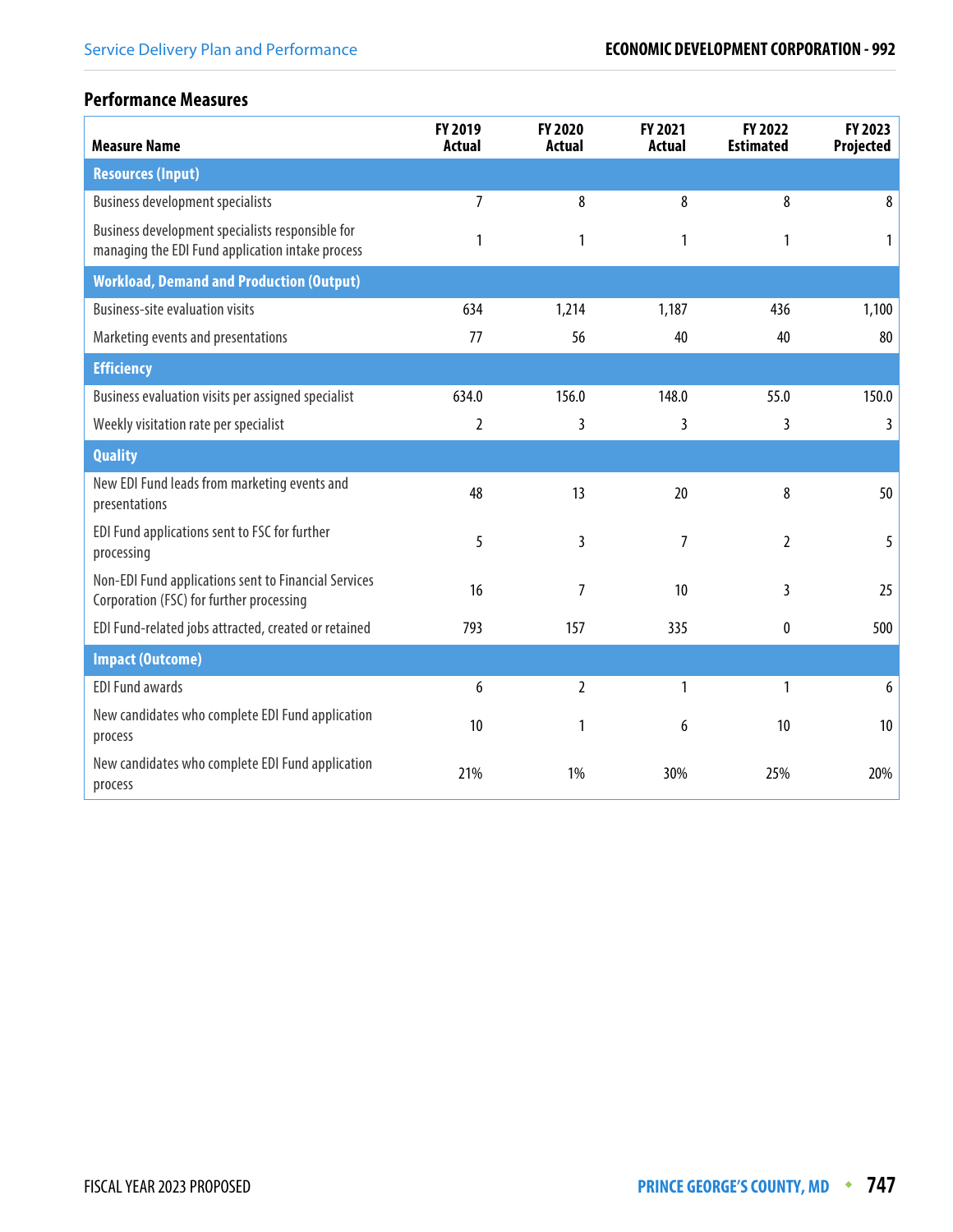### Performance Measures

| Measure Name | FY 2019 Actual | FY 2020 Actual | FY 2021 Actual | FY 2022 Estimated | FY 2023 Projected |
|---|---|---|---|---|---|
| **Resources (Input)** | | | | | |
| Business development specialists | 7 | 8 | 8 | 8 | 8 |
| Business development specialists responsible for managing the EDI Fund application intake process | 1 | 1 | 1 | 1 | 1 |
| **Workload, Demand and Production (Output)** | | | | | |
| Business-site evaluation visits | 634 | 1,214 | 1,187 | 436 | 1,100 |
| Marketing events and presentations | 77 | 56 | 40 | 40 | 80 |
| **Efficiency** | | | | | |
| Business evaluation visits per assigned specialist | 634.0 | 156.0 | 148.0 | 55.0 | 150.0 |
| Weekly visitation rate per specialist | 2 | 3 | 3 | 3 | 3 |
| **Quality** | | | | | |
| New EDI Fund leads from marketing events and presentations | 48 | 13 | 20 | 8 | 50 |
| EDI Fund applications sent to FSC for further processing | 5 | 3 | 7 | 2 | 5 |
| Non-EDI Fund applications sent to Financial Services Corporation (FSC) for further processing | 16 | 7 | 10 | 3 | 25 |
| EDI Fund-related jobs attracted, created or retained | 793 | 157 | 335 | 0 | 500 |
| **Impact (Outcome)** | | | | | |
| EDI Fund awards | 6 | 2 | 1 | 1 | 6 |
| New candidates who complete EDI Fund application process | 10 | 1 | 6 | 10 | 10 |
| New candidates who complete EDI Fund application process | 21% | 1% | 30% | 25% | 20% |